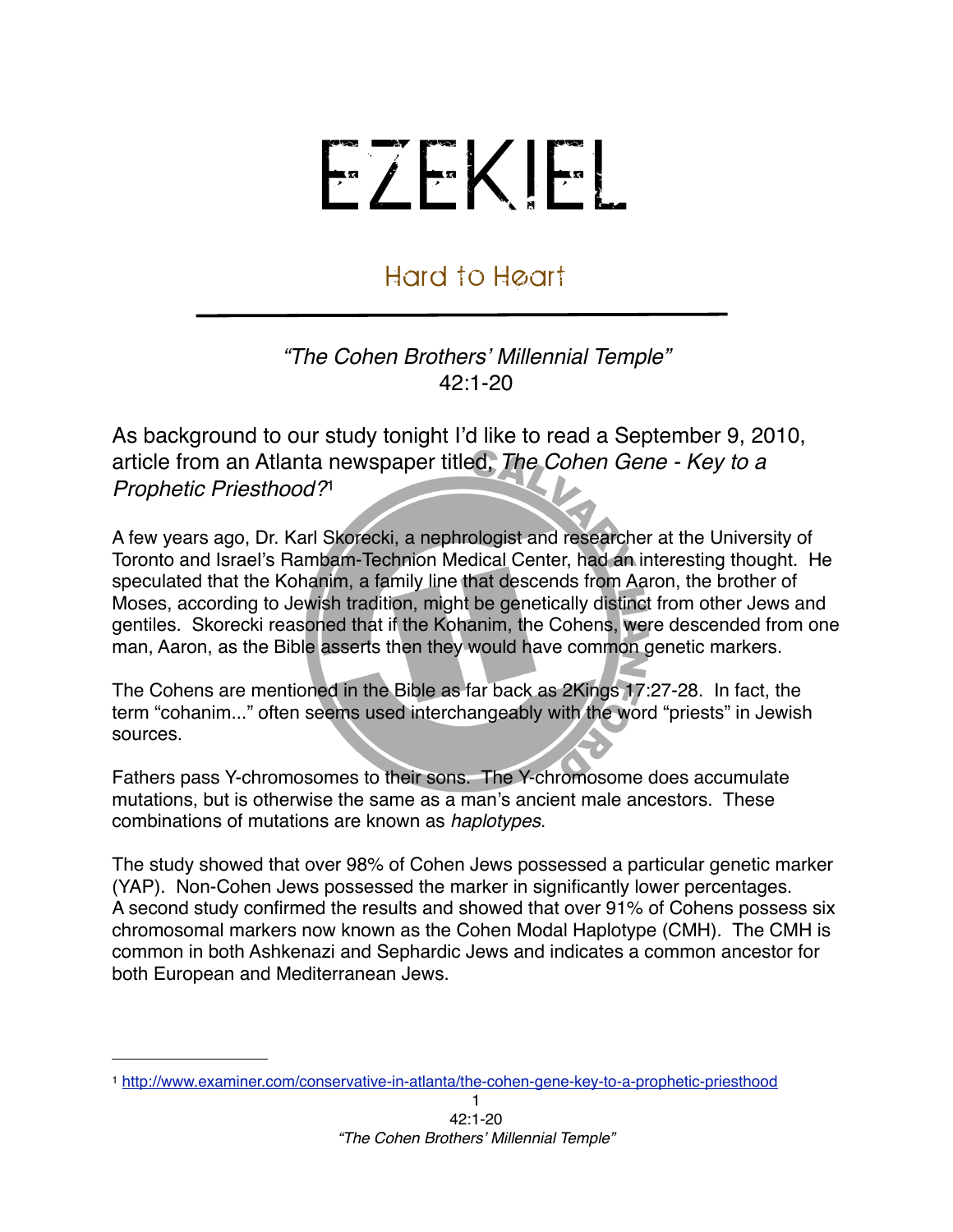# EZEKIEL

## Hard to Heart

*"The Cohen Brothers' Millennial Temple"*
42:1-20

As background to our study tonight I'd like to read a September 9, 2010, article from an Atlanta newspaper titled, *The Cohen Gene - Key to a Prophetic Priesthood?*[1]

A few years ago, Dr. Karl Skorecki, a nephrologist and researcher at the University of Toronto and Israel's Rambam-Technion Medical Center, had an interesting thought. He speculated that the Kohanim, a family line that descends from Aaron, the brother of Moses, according to Jewish tradition, might be genetically distinct from other Jews and gentiles. Skorecki reasoned that if the Kohanim, the Cohens, were descended from one man, Aaron, as the Bible asserts then they would have common genetic markers.

The Cohens are mentioned in the Bible as far back as 2Kings 17:27-28. In fact, the term "cohanim..." often seems used interchangeably with the word "priests" in Jewish sources.

Fathers pass Y-chromosomes to their sons. The Y-chromosome does accumulate mutations, but is otherwise the same as a man's ancient male ancestors. These combinations of mutations are known as *haplotypes*.

The study showed that over 98% of Cohen Jews possessed a particular genetic marker (YAP). Non-Cohen Jews possessed the marker in significantly lower percentages. A second study confirmed the results and showed that over 91% of Cohens possess six chromosomal markers now known as the Cohen Modal Haplotype (CMH). The CMH is common in both Ashkenazi and Sephardic Jews and indicates a common ancestor for both European and Mediterranean Jews.

---

[1] http://www.examiner.com/conservative-in-atlanta/the-cohen-gene-key-to-a-prophetic-priesthood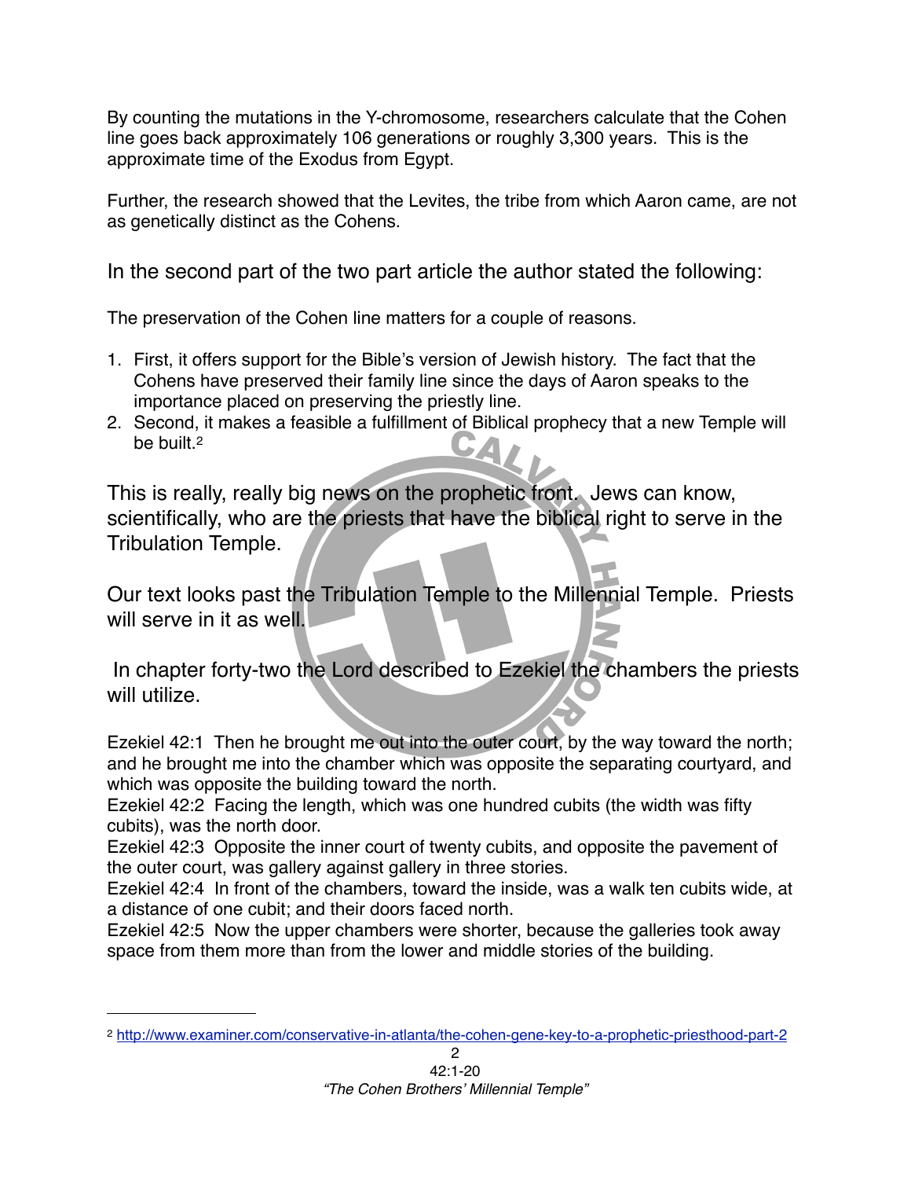By counting the mutations in the Y-chromosome, researchers calculate that the Cohen line goes back approximately 106 generations or roughly 3,300 years. This is the approximate time of the Exodus from Egypt.

Further, the research showed that the Levites, the tribe from which Aaron came, are not as genetically distinct as the Cohens.

In the second part of the two part article the author stated the following:

The preservation of the Cohen line matters for a couple of reasons.

1. First, it offers support for the Bible's version of Jewish history. The fact that the Cohens have preserved their family line since the days of Aaron speaks to the importance placed on preserving the priestly line.
2. Second, it makes a feasible a fulfillment of Biblical prophecy that a new Temple will be built.[2]

This is really, really big news on the prophetic front. Jews can know, scientifically, who are the priests that have the biblical right to serve in the Tribulation Temple.

Our text looks past the Tribulation Temple to the Millennial Temple. Priests will serve in it as well.

In chapter forty-two the Lord described to Ezekiel the chambers the priests will utilize.

Ezekiel 42:1 Then he brought me out into the outer court, by the way toward the north; and he brought me into the chamber which was opposite the separating courtyard, and which was opposite the building toward the north.
Ezekiel 42:2 Facing the length, which was one hundred cubits (the width was fifty cubits), was the north door.
Ezekiel 42:3 Opposite the inner court of twenty cubits, and opposite the pavement of the outer court, was gallery against gallery in three stories.
Ezekiel 42:4 In front of the chambers, toward the inside, was a walk ten cubits wide, at a distance of one cubit; and their doors faced north.
Ezekiel 42:5 Now the upper chambers were shorter, because the galleries took away space from them more than from the lower and middle stories of the building.

---

[2] http://www.examiner.com/conservative-in-atlanta/the-cohen-gene-key-to-a-prophetic-priesthood-part-2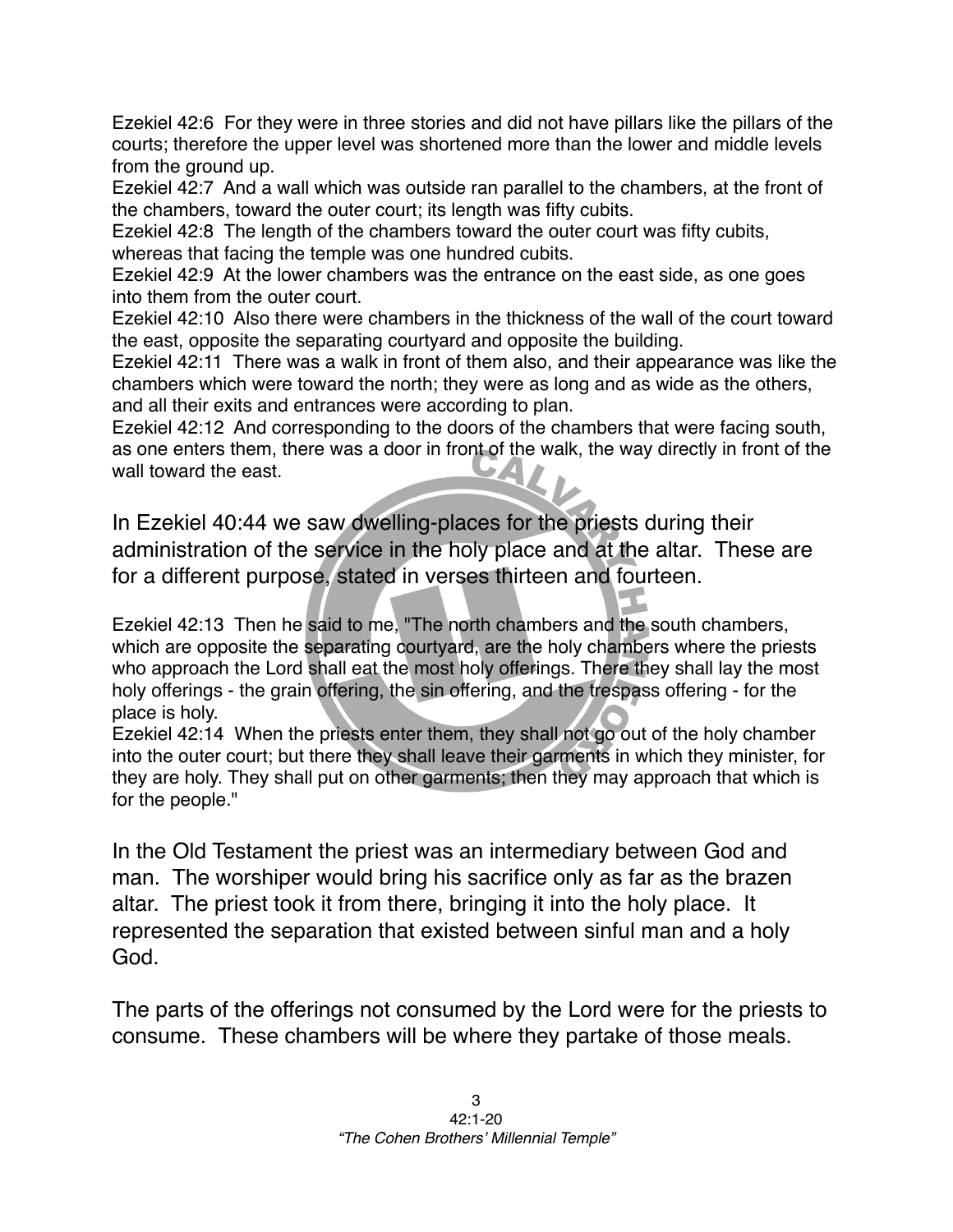Ezekiel 42:6 For they were in three stories and did not have pillars like the pillars of the courts; therefore the upper level was shortened more than the lower and middle levels from the ground up.
Ezekiel 42:7 And a wall which was outside ran parallel to the chambers, at the front of the chambers, toward the outer court; its length was fifty cubits.
Ezekiel 42:8 The length of the chambers toward the outer court was fifty cubits, whereas that facing the temple was one hundred cubits.
Ezekiel 42:9 At the lower chambers was the entrance on the east side, as one goes into them from the outer court.
Ezekiel 42:10 Also there were chambers in the thickness of the wall of the court toward the east, opposite the separating courtyard and opposite the building.
Ezekiel 42:11 There was a walk in front of them also, and their appearance was like the chambers which were toward the north; they were as long and as wide as the others, and all their exits and entrances were according to plan.
Ezekiel 42:12 And corresponding to the doors of the chambers that were facing south, as one enters them, there was a door in front of the walk, the way directly in front of the wall toward the east.

In Ezekiel 40:44 we saw dwelling-places for the priests during their administration of the service in the holy place and at the altar. These are for a different purpose, stated in verses thirteen and fourteen.

Ezekiel 42:13 Then he said to me, "The north chambers and the south chambers, which are opposite the separating courtyard, are the holy chambers where the priests who approach the Lord shall eat the most holy offerings. There they shall lay the most holy offerings - the grain offering, the sin offering, and the trespass offering - for the place is holy.
Ezekiel 42:14 When the priests enter them, they shall not go out of the holy chamber into the outer court; but there they shall leave their garments in which they minister, for they are holy. They shall put on other garments; then they may approach that which is for the people."

In the Old Testament the priest was an intermediary between God and man. The worshiper would bring his sacrifice only as far as the brazen altar. The priest took it from there, bringing it into the holy place. It represented the separation that existed between sinful man and a holy God.

The parts of the offerings not consumed by the Lord were for the priests to consume. These chambers will be where they partake of those meals.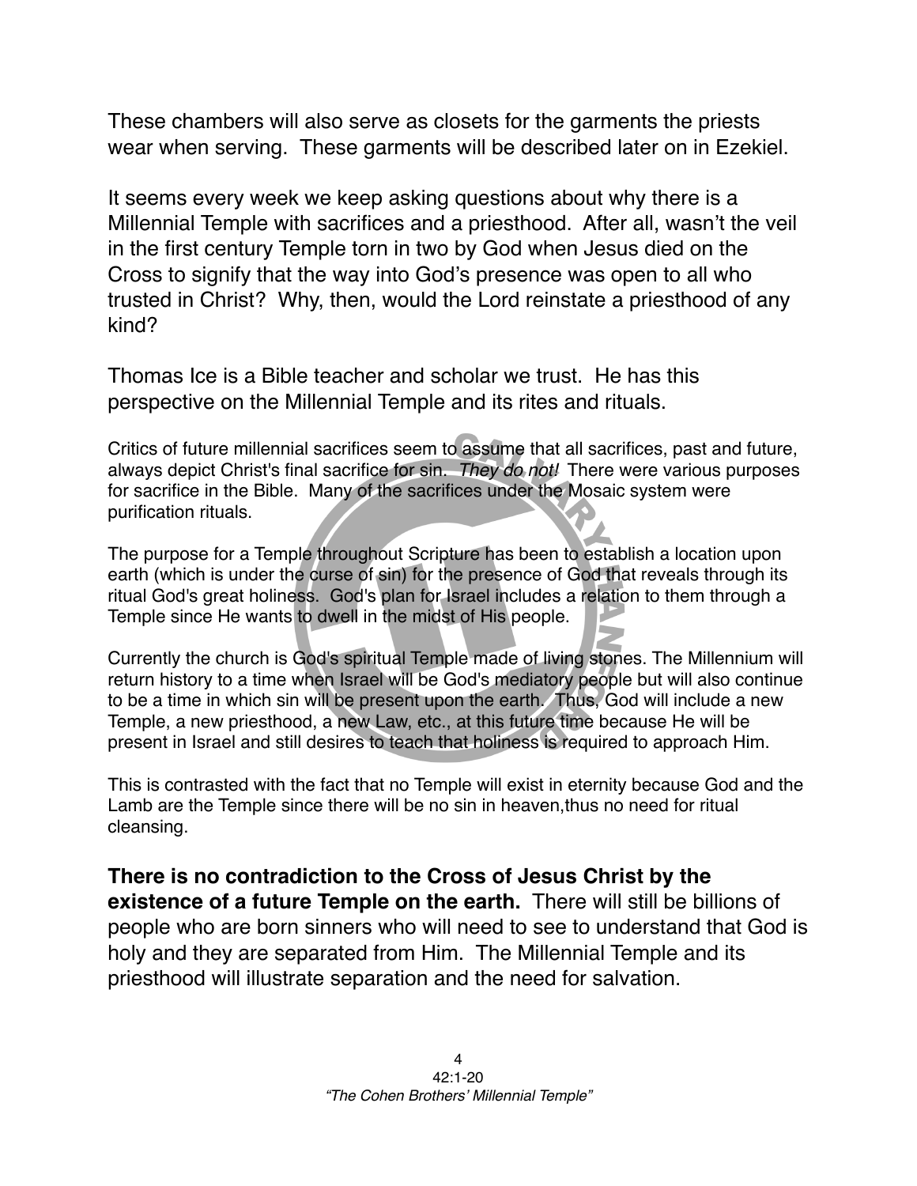These chambers will also serve as closets for the garments the priests wear when serving. These garments will be described later on in Ezekiel.

It seems every week we keep asking questions about why there is a Millennial Temple with sacrifices and a priesthood. After all, wasn't the veil in the first century Temple torn in two by God when Jesus died on the Cross to signify that the way into God's presence was open to all who trusted in Christ? Why, then, would the Lord reinstate a priesthood of any kind?

Thomas Ice is a Bible teacher and scholar we trust. He has this perspective on the Millennial Temple and its rites and rituals.

Critics of future millennial sacrifices seem to assume that all sacrifices, past and future, always depict Christ's final sacrifice for sin. *They do not!* There were various purposes for sacrifice in the Bible. Many of the sacrifices under the Mosaic system were purification rituals.

The purpose for a Temple throughout Scripture has been to establish a location upon earth (which is under the curse of sin) for the presence of God that reveals through its ritual God's great holiness. God's plan for Israel includes a relation to them through a Temple since He wants to dwell in the midst of His people.

Currently the church is God's spiritual Temple made of living stones. The Millennium will return history to a time when Israel will be God's mediatory people but will also continue to be a time in which sin will be present upon the earth. Thus, God will include a new Temple, a new priesthood, a new Law, etc., at this future time because He will be present in Israel and still desires to teach that holiness is required to approach Him.

This is contrasted with the fact that no Temple will exist in eternity because God and the Lamb are the Temple since there will be no sin in heaven,thus no need for ritual cleansing.

**There is no contradiction to the Cross of Jesus Christ by the existence of a future Temple on the earth.** There will still be billions of people who are born sinners who will need to see to understand that God is holy and they are separated from Him. The Millennial Temple and its priesthood will illustrate separation and the need for salvation.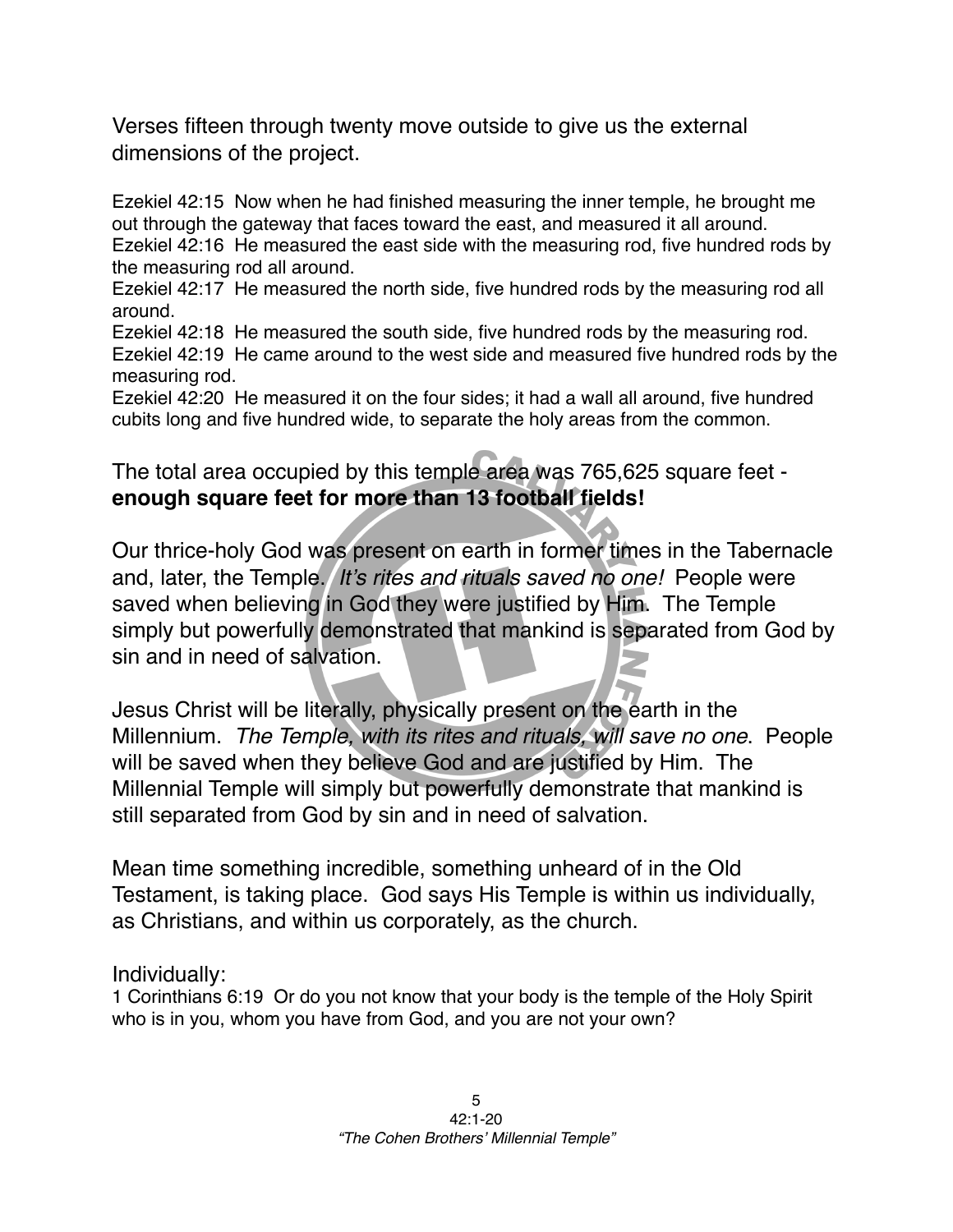Verses fifteen through twenty move outside to give us the external dimensions of the project.

Ezekiel 42:15 Now when he had finished measuring the inner temple, he brought me out through the gateway that faces toward the east, and measured it all around.
Ezekiel 42:16 He measured the east side with the measuring rod, five hundred rods by the measuring rod all around.
Ezekiel 42:17 He measured the north side, five hundred rods by the measuring rod all around.
Ezekiel 42:18 He measured the south side, five hundred rods by the measuring rod.
Ezekiel 42:19 He came around to the west side and measured five hundred rods by the measuring rod.
Ezekiel 42:20 He measured it on the four sides; it had a wall all around, five hundred cubits long and five hundred wide, to separate the holy areas from the common.

The total area occupied by this temple area was 765,625 square feet - **enough square feet for more than 13 football fields!**

Our thrice-holy God was present on earth in former times in the Tabernacle and, later, the Temple. *It's rites and rituals saved no one!* People were saved when believing in God they were justified by Him. The Temple simply but powerfully demonstrated that mankind is separated from God by sin and in need of salvation.

Jesus Christ will be literally, physically present on the earth in the Millennium. *The Temple, with its rites and rituals, will save no one*. People will be saved when they believe God and are justified by Him. The Millennial Temple will simply but powerfully demonstrate that mankind is still separated from God by sin and in need of salvation.

Mean time something incredible, something unheard of in the Old Testament, is taking place. God says His Temple is within us individually, as Christians, and within us corporately, as the church.

Individually:
1 Corinthians 6:19 Or do you not know that your body is the temple of the Holy Spirit who is in you, whom you have from God, and you are not your own?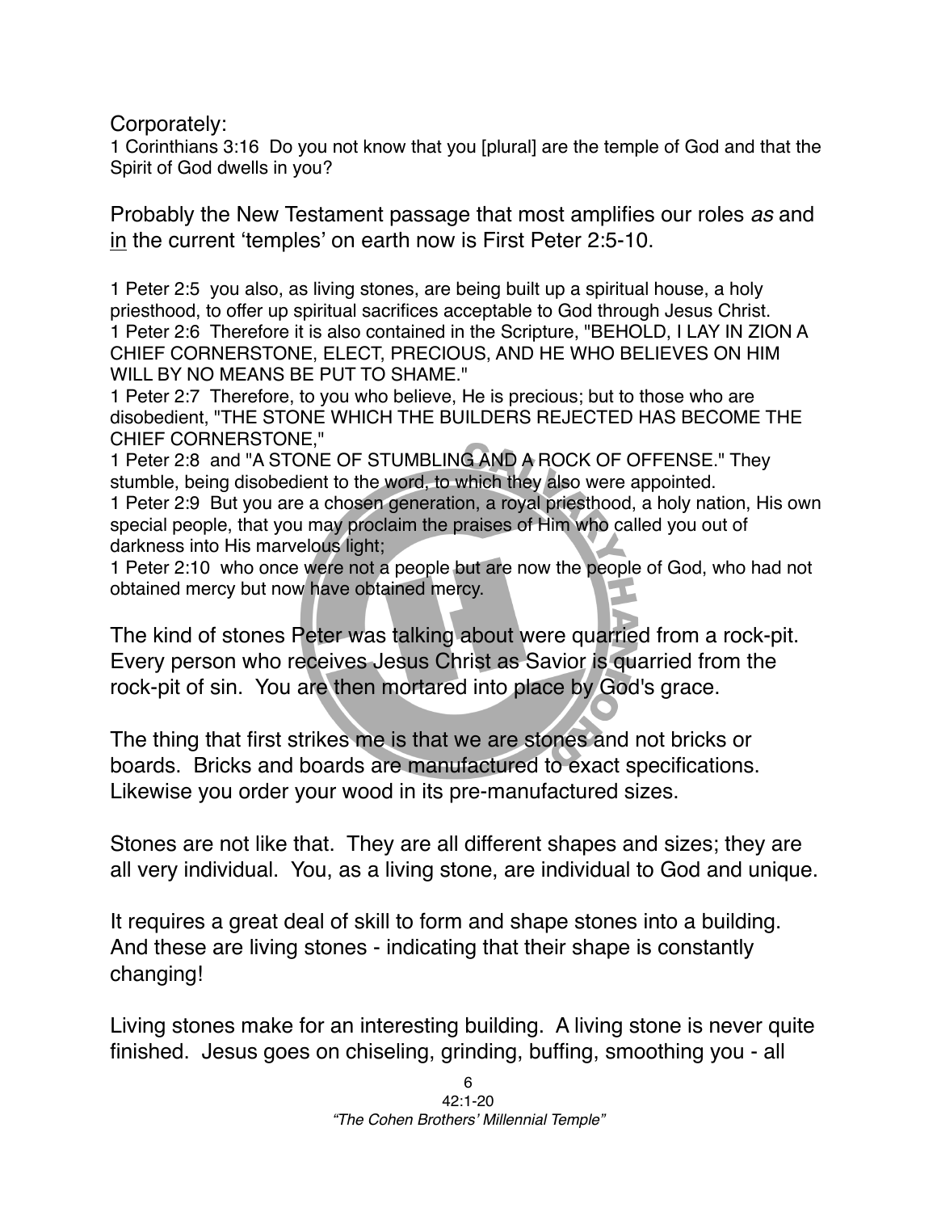Corporately:

1 Corinthians 3:16 Do you not know that you [plural] are the temple of God and that the Spirit of God dwells in you?

Probably the New Testament passage that most amplifies our roles *as* and in the current 'temples' on earth now is First Peter 2:5-10.

1 Peter 2:5 you also, as living stones, are being built up a spiritual house, a holy priesthood, to offer up spiritual sacrifices acceptable to God through Jesus Christ.
1 Peter 2:6 Therefore it is also contained in the Scripture, "BEHOLD, I LAY IN ZION A CHIEF CORNERSTONE, ELECT, PRECIOUS, AND HE WHO BELIEVES ON HIM WILL BY NO MEANS BE PUT TO SHAME."
1 Peter 2:7 Therefore, to you who believe, He is precious; but to those who are disobedient, "THE STONE WHICH THE BUILDERS REJECTED HAS BECOME THE CHIEF CORNERSTONE,"
1 Peter 2:8 and "A STONE OF STUMBLING AND A ROCK OF OFFENSE." They stumble, being disobedient to the word, to which they also were appointed.
1 Peter 2:9 But you are a chosen generation, a royal priesthood, a holy nation, His own special people, that you may proclaim the praises of Him who called you out of darkness into His marvelous light;
1 Peter 2:10 who once were not a people but are now the people of God, who had not obtained mercy but now have obtained mercy.

The kind of stones Peter was talking about were quarried from a rock-pit. Every person who receives Jesus Christ as Savior is quarried from the rock-pit of sin. You are then mortared into place by God's grace.

The thing that first strikes me is that we are stones and not bricks or boards. Bricks and boards are manufactured to exact specifications. Likewise you order your wood in its pre-manufactured sizes.

Stones are not like that. They are all different shapes and sizes; they are all very individual. You, as a living stone, are individual to God and unique.

It requires a great deal of skill to form and shape stones into a building. And these are living stones - indicating that their shape is constantly changing!

Living stones make for an interesting building. A living stone is never quite finished. Jesus goes on chiseling, grinding, buffing, smoothing you - all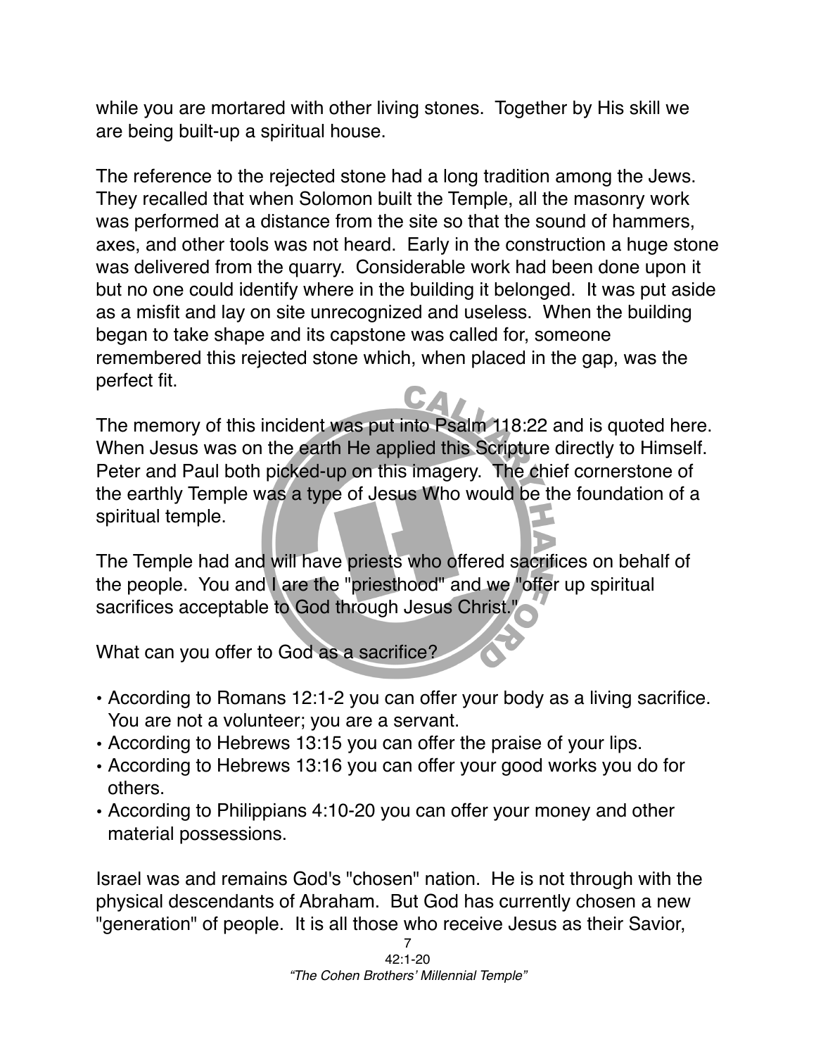while you are mortared with other living stones. Together by His skill we are being built-up a spiritual house.

The reference to the rejected stone had a long tradition among the Jews. They recalled that when Solomon built the Temple, all the masonry work was performed at a distance from the site so that the sound of hammers, axes, and other tools was not heard. Early in the construction a huge stone was delivered from the quarry. Considerable work had been done upon it but no one could identify where in the building it belonged. It was put aside as a misfit and lay on site unrecognized and useless. When the building began to take shape and its capstone was called for, someone remembered this rejected stone which, when placed in the gap, was the perfect fit.

The memory of this incident was put into Psalm 118:22 and is quoted here. When Jesus was on the earth He applied this Scripture directly to Himself. Peter and Paul both picked-up on this imagery. The chief cornerstone of the earthly Temple was a type of Jesus Who would be the foundation of a spiritual temple.

The Temple had and will have priests who offered sacrifices on behalf of the people. You and I are the "priesthood" and we "offer up spiritual sacrifices acceptable to God through Jesus Christ."

What can you offer to God as a sacrifice?

- According to Romans 12:1-2 you can offer your body as a living sacrifice. You are not a volunteer; you are a servant.
- According to Hebrews 13:15 you can offer the praise of your lips.
- According to Hebrews 13:16 you can offer your good works you do for others.
- According to Philippians 4:10-20 you can offer your money and other material possessions.

Israel was and remains God's "chosen" nation. He is not through with the physical descendants of Abraham. But God has currently chosen a new "generation" of people. It is all those who receive Jesus as their Savior,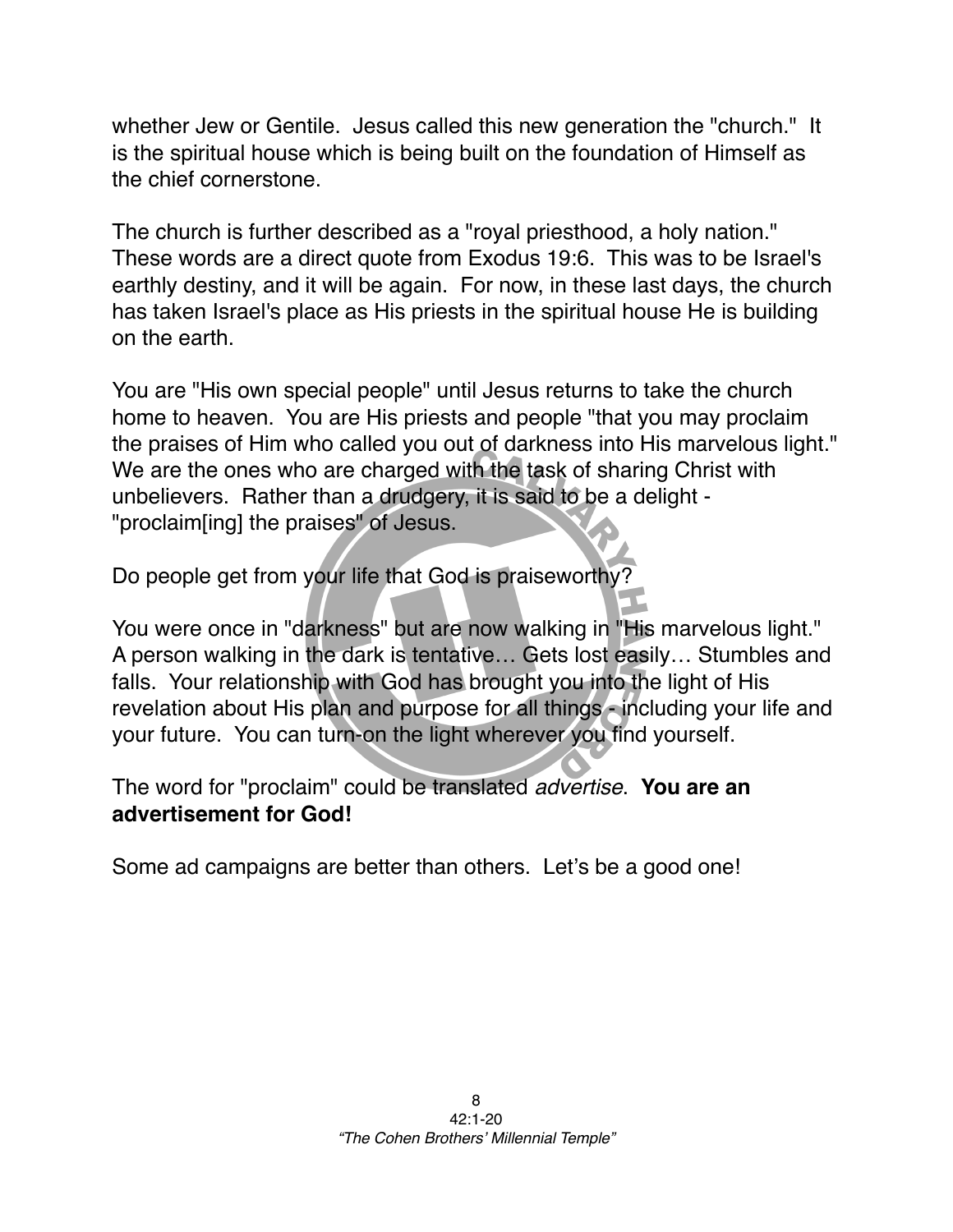whether Jew or Gentile. Jesus called this new generation the "church." It is the spiritual house which is being built on the foundation of Himself as the chief cornerstone.

The church is further described as a "royal priesthood, a holy nation." These words are a direct quote from Exodus 19:6. This was to be Israel's earthly destiny, and it will be again. For now, in these last days, the church has taken Israel's place as His priests in the spiritual house He is building on the earth.

You are "His own special people" until Jesus returns to take the church home to heaven. You are His priests and people "that you may proclaim the praises of Him who called you out of darkness into His marvelous light." We are the ones who are charged with the task of sharing Christ with unbelievers. Rather than a drudgery, it is said to be a delight - "proclaim[ing] the praises" of Jesus.

Do people get from your life that God is praiseworthy?

You were once in "darkness" but are now walking in "His marvelous light." A person walking in the dark is tentative… Gets lost easily… Stumbles and falls. Your relationship with God has brought you into the light of His revelation about His plan and purpose for all things - including your life and your future. You can turn-on the light wherever you find yourself.

The word for "proclaim" could be translated *advertise*. **You are an advertisement for God!**

Some ad campaigns are better than others. Let's be a good one!